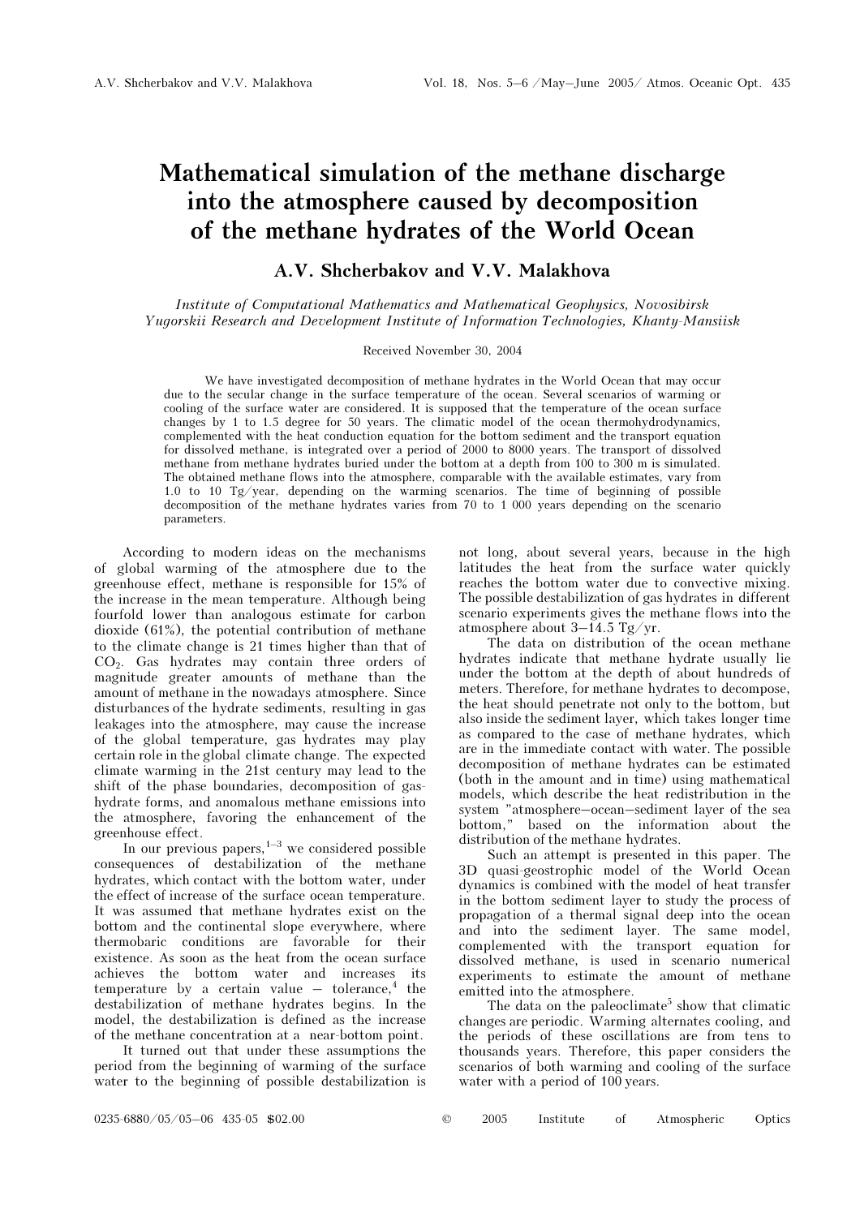# Mathematical simulation of the methane discharge into the atmosphere caused by decomposition of the methane hydrates of the World Ocean

## A.V. Shcherbakov and V.V. Malakhova

*Institute of Computational Mathematics and Mathematical Geophysics, Novosibirsk*
*Yugorskii Research and Development Institute of Information Technologies, Khanty-Mansiisk*

Received November 30, 2004

We have investigated decomposition of methane hydrates in the World Ocean that may occur due to the secular change in the surface temperature of the ocean. Several scenarios of warming or cooling of the surface water are considered. It is supposed that the temperature of the ocean surface changes by 1 to 1.5 degree for 50 years. The climatic model of the ocean thermohydrodynamics, complemented with the heat conduction equation for the bottom sediment and the transport equation for dissolved methane, is integrated over a period of 2000 to 8000 years. The transport of dissolved methane from methane hydrates buried under the bottom at a depth from 100 to 300 m is simulated. The obtained methane flows into the atmosphere, comparable with the available estimates, vary from 1.0 to 10 Tg/year, depending on the warming scenarios. The time of beginning of possible decomposition of the methane hydrates varies from 70 to 1 000 years depending on the scenario parameters.

According to modern ideas on the mechanisms of global warming of the atmosphere due to the greenhouse effect, methane is responsible for 15% of the increase in the mean temperature. Although being fourfold lower than analogous estimate for carbon dioxide (61%), the potential contribution of methane to the climate change is 21 times higher than that of $CO_2$. Gas hydrates may contain three orders of magnitude greater amounts of methane than the amount of methane in the nowadays atmosphere. Since disturbances of the hydrate sediments, resulting in gas leakages into the atmosphere, may cause the increase of the global temperature, gas hydrates may play certain role in the global climate change. The expected climate warming in the 21st century may lead to the shift of the phase boundaries, decomposition of gas-hydrate forms, and anomalous methane emissions into the atmosphere, favoring the enhancement of the greenhouse effect.

In our previous papers,[1–3] we considered possible consequences of destabilization of the methane hydrates, which contact with the bottom water, under the effect of increase of the surface ocean temperature. It was assumed that methane hydrates exist on the bottom and the continental slope everywhere, where thermobaric conditions are favorable for their existence. As soon as the heat from the ocean surface achieves the bottom water and increases its temperature by a certain value – tolerance,[4] the destabilization of methane hydrates begins. In the model, the destabilization is defined as the increase of the methane concentration at a near-bottom point.

It turned out that under these assumptions the period from the beginning of warming of the surface water to the beginning of possible destabilization is not long, about several years, because in the high latitudes the heat from the surface water quickly reaches the bottom water due to convective mixing. The possible destabilization of gas hydrates in different scenario experiments gives the methane flows into the atmosphere about 3–14.5 Tg/yr.

The data on distribution of the ocean methane hydrates indicate that methane hydrate usually lie under the bottom at the depth of about hundreds of meters. Therefore, for methane hydrates to decompose, the heat should penetrate not only to the bottom, but also inside the sediment layer, which takes longer time as compared to the case of methane hydrates, which are in the immediate contact with water. The possible decomposition of methane hydrates can be estimated (both in the amount and in time) using mathematical models, which describe the heat redistribution in the system "atmosphere–ocean–sediment layer of the sea bottom," based on the information about the distribution of the methane hydrates.

Such an attempt is presented in this paper. The 3D quasi-geostrophic model of the World Ocean dynamics is combined with the model of heat transfer in the bottom sediment layer to study the process of propagation of a thermal signal deep into the ocean and into the sediment layer. The same model, complemented with the transport equation for dissolved methane, is used in scenario numerical experiments to estimate the amount of methane emitted into the atmosphere.

The data on the paleoclimate[5] show that climatic changes are periodic. Warming alternates cooling, and the periods of these oscillations are from tens to thousands years. Therefore, this paper considers the scenarios of both warming and cooling of the surface water with a period of 100 years.

0235-6880/05/05–06 435-05 $02.00 © 2005 Institute of Atmospheric Optics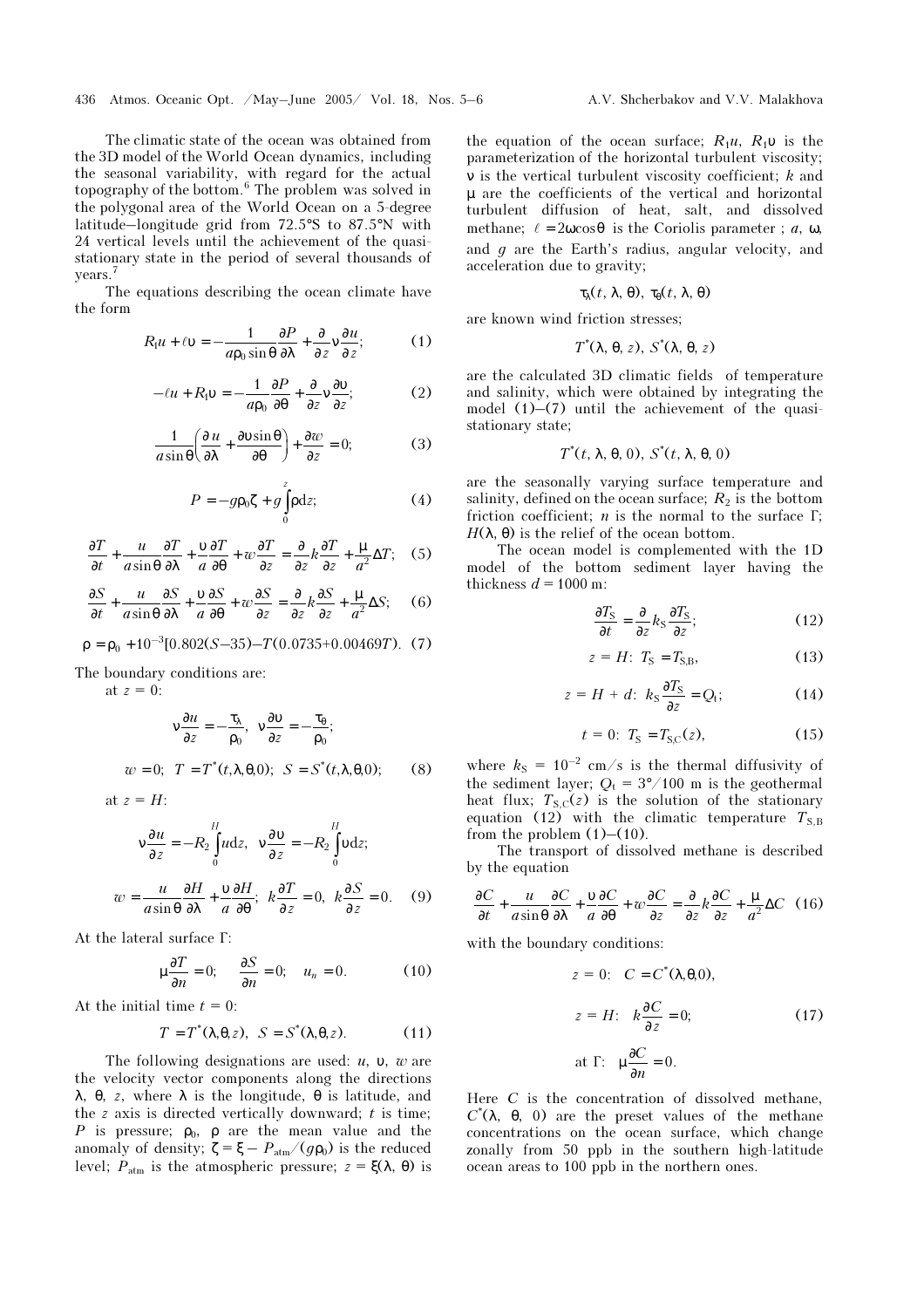The climatic state of the ocean was obtained from the 3D model of the World Ocean dynamics, including the seasonal variability, with regard for the actual topography of the bottom.[6] The problem was solved in the polygonal area of the World Ocean on a 5-degree latitude–longitude grid from 72.5°S to 87.5°N with 24 vertical levels until the achievement of the quasi-stationary state in the period of several thousands of years.[7]

The equations describing the ocean climate have the form

$$R_1 u + \ell \upsilon = -\frac{1}{a\rho_0 \sin\theta}\frac{\partial P}{\partial \lambda} + \frac{\partial}{\partial z}\nu\frac{\partial u}{\partial z}; \qquad (1)$$

$$-\ell u + R_1 \upsilon = -\frac{1}{a\rho_0}\frac{\partial P}{\partial \theta} + \frac{\partial}{\partial z}\nu\frac{\partial \upsilon}{\partial z}; \qquad (2)$$

$$\frac{1}{a\sin\theta}\left(\frac{\partial u}{\partial \lambda} + \frac{\partial \upsilon \sin\theta}{\partial \theta}\right) + \frac{\partial w}{\partial z} = 0; \qquad (3)$$

$$P = -g\rho_0 \zeta + g\int_0^z \rho \mathrm{d}z; \qquad (4)$$

$$\frac{\partial T}{\partial t} + \frac{u}{a\sin\theta}\frac{\partial T}{\partial \lambda} + \frac{\upsilon}{a}\frac{\partial T}{\partial \theta} + w\frac{\partial T}{\partial z} = \frac{\partial}{\partial z}k\frac{\partial T}{\partial z} + \frac{\mu}{a^2}\Delta T; \qquad (5)$$

$$\frac{\partial S}{\partial t} + \frac{u}{a\sin\theta}\frac{\partial S}{\partial \lambda} + \frac{\upsilon}{a}\frac{\partial S}{\partial \theta} + w\frac{\partial S}{\partial z} = \frac{\partial}{\partial z}k\frac{\partial S}{\partial z} + \frac{\mu}{a^2}\Delta S; \qquad (6)$$

$$\rho = \rho_0 + 10^{-3}[0.802(S-35) - T(0.0735 + 0.00469T). \qquad (7)$$

The boundary conditions are:

at $z = 0$:

$$\nu\frac{\partial u}{\partial z} = -\frac{\tau_\lambda}{\rho_0}, \quad \nu\frac{\partial \upsilon}{\partial z} = -\frac{\tau_\theta}{\rho_0};$$

$$w = 0; \quad T = T^*(t,\lambda,\theta,0); \quad S = S^*(t,\lambda,\theta,0); \qquad (8)$$

at $z = H$:

$$\nu\frac{\partial u}{\partial z} = -R_2\int_0^H u \mathrm{d}z, \quad \nu\frac{\partial \upsilon}{\partial z} = -R_2\int_0^H \upsilon \mathrm{d}z;$$

$$w = \frac{u}{a\sin\theta}\frac{\partial H}{\partial \lambda} + \frac{\upsilon}{a}\frac{\partial H}{\partial \theta}; \quad k\frac{\partial T}{\partial z} = 0, \quad k\frac{\partial S}{\partial z} = 0. \qquad (9)$$

At the lateral surface $\Gamma$:

$$\mu\frac{\partial T}{\partial n} = 0; \quad \frac{\partial S}{\partial n} = 0; \quad u_n = 0. \qquad (10)$$

At the initial time $t = 0$:

$$T = T^*(\lambda,\theta,z), \quad S = S^*(\lambda,\theta,z). \qquad (11)$$

The following designations are used: $u$, $\upsilon$, $w$ are the velocity vector components along the directions $\lambda$, $\theta$, $z$, where $\lambda$ is the longitude, $\theta$ is latitude, and the $z$ axis is directed vertically downward; $t$ is time; $P$ is pressure; $\rho_0$, $\rho$ are the mean value and the anomaly of density; $\zeta = \xi - P_{\text{atm}}/(g\rho_0)$ is the reduced level; $P_{\text{atm}}$ is the atmospheric pressure; $z = \xi(\lambda, \theta)$ is the equation of the ocean surface; $R_1 u$, $R_1 \upsilon$ is the parameterization of the horizontal turbulent viscosity; $\nu$ is the vertical turbulent viscosity coefficient; $k$ and $\mu$ are the coefficients of the vertical and horizontal turbulent diffusion of heat, salt, and dissolved methane; $\ell = 2\omega\cos\theta$ is the Coriolis parameter ; $a$, $\omega$, and $g$ are the Earth's radius, angular velocity, and acceleration due to gravity;

$$\tau_\lambda(t, \lambda, \theta), \ \tau_\theta(t, \lambda, \theta)$$

are known wind friction stresses;

$$T^*(\lambda, \theta, z), \ S^*(\lambda, \theta, z)$$

are the calculated 3D climatic fields of temperature and salinity, which were obtained by integrating the model (1)–(7) until the achievement of the quasi-stationary state;

$$T^*(t, \lambda, \theta, 0), \ S^*(t, \lambda, \theta, 0)$$

are the seasonally varying surface temperature and salinity, defined on the ocean surface; $R_2$ is the bottom friction coefficient; $n$ is the normal to the surface $\Gamma$; $H(\lambda, \theta)$ is the relief of the ocean bottom.

The ocean model is complemented with the 1D model of the bottom sediment layer having the thickness $d = 1000$ m:

$$\frac{\partial T_\text{S}}{\partial t} = \frac{\partial}{\partial z}k_\text{S}\frac{\partial T_\text{S}}{\partial z}; \qquad (12)$$

$$z = H\text{:} \ T_\text{S} = T_{\text{S,B}}, \qquad (13)$$

$$z = H + d\text{:} \ k_\text{S}\frac{\partial T_\text{S}}{\partial z} = Q_\text{t}; \qquad (14)$$

$$t = 0\text{:} \ T_\text{S} = T_{\text{S,C}}(z), \qquad (15)$$

where $k_\text{S} = 10^{-2}$ cm/s is the thermal diffusivity of the sediment layer; $Q_\text{t} = 3°/100$ m is the geothermal heat flux; $T_{\text{S,C}}(z)$ is the solution of the stationary equation (12) with the climatic temperature $T_{\text{S,B}}$ from the problem (1)–(10).

The transport of dissolved methane is described by the equation

$$\frac{\partial C}{\partial t} + \frac{u}{a\sin\theta}\frac{\partial C}{\partial \lambda} + \frac{\upsilon}{a}\frac{\partial C}{\partial \theta} + w\frac{\partial C}{\partial z} = \frac{\partial}{\partial z}k\frac{\partial C}{\partial z} + \frac{\mu}{a^2}\Delta C \qquad (16)$$

with the boundary conditions:

$$z = 0\text{:} \quad C = C^*(\lambda,\theta,0),$$

$$z = H\text{:} \quad k\frac{\partial C}{\partial z} = 0; \qquad (17)$$

$$\text{at } \Gamma\text{:} \quad \mu\frac{\partial C}{\partial n} = 0.$$

Here $C$ is the concentration of dissolved methane, $C^*(\lambda, \theta, 0)$ are the preset values of the methane concentrations on the ocean surface, which change zonally from 50 ppb in the southern high-latitude ocean areas to 100 ppb in the northern ones.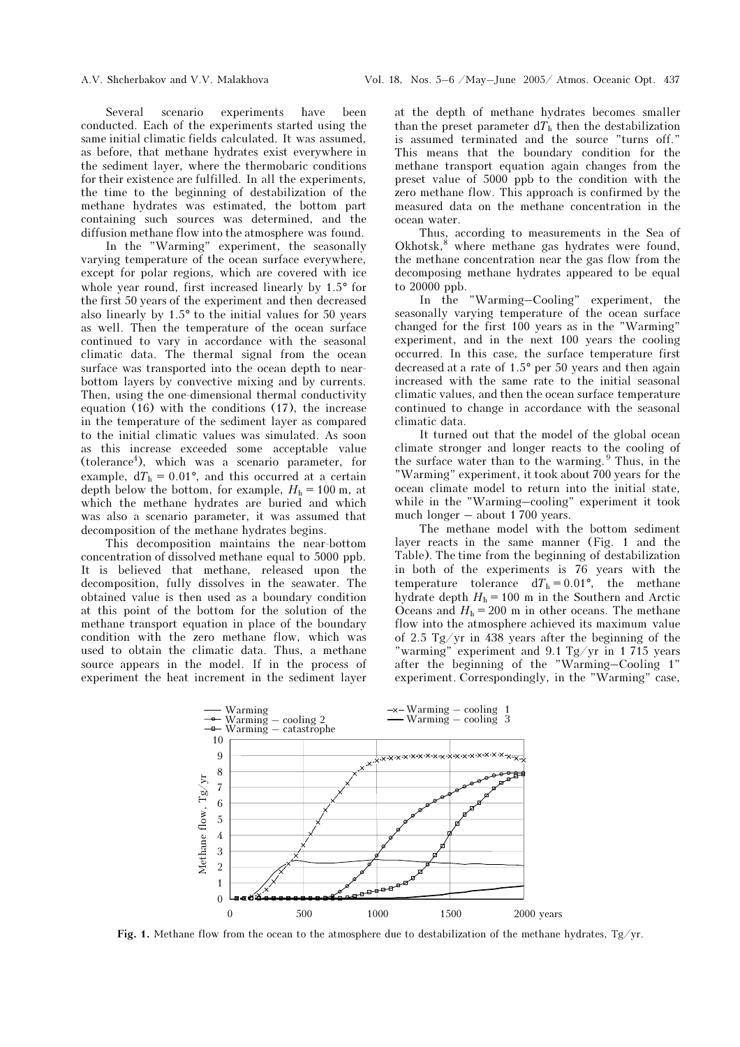Several scenario experiments have been conducted. Each of the experiments started using the same initial climatic fields calculated. It was assumed, as before, that methane hydrates exist everywhere in the sediment layer, where the thermobaric conditions for their existence are fulfilled. In all the experiments, the time to the beginning of destabilization of the methane hydrates was estimated, the bottom part containing such sources was determined, and the diffusion methane flow into the atmosphere was found.

In the "Warming" experiment, the seasonally varying temperature of the ocean surface everywhere, except for polar regions, which are covered with ice whole year round, first increased linearly by 1.5° for the first 50 years of the experiment and then decreased also linearly by 1.5° to the initial values for 50 years as well. Then the temperature of the ocean surface continued to vary in accordance with the seasonal climatic data. The thermal signal from the ocean surface was transported into the ocean depth to near-bottom layers by convective mixing and by currents. Then, using the one-dimensional thermal conductivity equation (16) with the conditions (17), the increase in the temperature of the sediment layer as compared to the initial climatic values was simulated. As soon as this increase exceeded some acceptable value (tolerance[4]), which was a scenario parameter, for example, $dT_h = 0.01°$, and this occurred at a certain depth below the bottom, for example, $H_h = 100$ m, at which the methane hydrates are buried and which was also a scenario parameter, it was assumed that decomposition of the methane hydrates begins.

This decomposition maintains the near-bottom concentration of dissolved methane equal to 5000 ppb. It is believed that methane, released upon the decomposition, fully dissolves in the seawater. The obtained value is then used as a boundary condition at this point of the bottom for the solution of the methane transport equation in place of the boundary condition with the zero methane flow, which was used to obtain the climatic data. Thus, a methane source appears in the model. If in the process of experiment the heat increment in the sediment layer at the depth of methane hydrates becomes smaller than the preset parameter $dT_h$ then the destabilization is assumed terminated and the source "turns off." This means that the boundary condition for the methane transport equation again changes from the preset value of 5000 ppb to the condition with the zero methane flow. This approach is confirmed by the measured data on the methane concentration in the ocean water.

Thus, according to measurements in the Sea of Okhotsk,[8] where methane gas hydrates were found, the methane concentration near the gas flow from the decomposing methane hydrates appeared to be equal to 20000 ppb.

In the "Warming–Cooling" experiment, the seasonally varying temperature of the ocean surface changed for the first 100 years as in the "Warming" experiment, and in the next 100 years the cooling occurred. In this case, the surface temperature first decreased at a rate of 1.5° per 50 years and then again increased with the same rate to the initial seasonal climatic values, and then the ocean surface temperature continued to change in accordance with the seasonal climatic data.

It turned out that the model of the global ocean climate stronger and longer reacts to the cooling of the surface water than to the warming.[9] Thus, in the "Warming" experiment, it took about 700 years for the ocean climate model to return into the initial state, while in the "Warming–cooling" experiment it took much longer – about 1 700 years.

The methane model with the bottom sediment layer reacts in the same manner (Fig. 1 and the Table). The time from the beginning of destabilization in both of the experiments is 76 years with the temperature tolerance $dT_h = 0.01°$, the methane hydrate depth $H_h = 100$ m in the Southern and Arctic Oceans and $H_h = 200$ m in other oceans. The methane flow into the atmosphere achieved its maximum value of 2.5 Tg/yr in 438 years after the beginning of the "warming" experiment and 9.1 Tg/yr in 1 715 years after the beginning of the "Warming–Cooling 1" experiment. Correspondingly, in the "Warming" case,

**Fig. 1.** Methane flow from the ocean to the atmosphere due to destabilization of the methane hydrates, Tg/yr.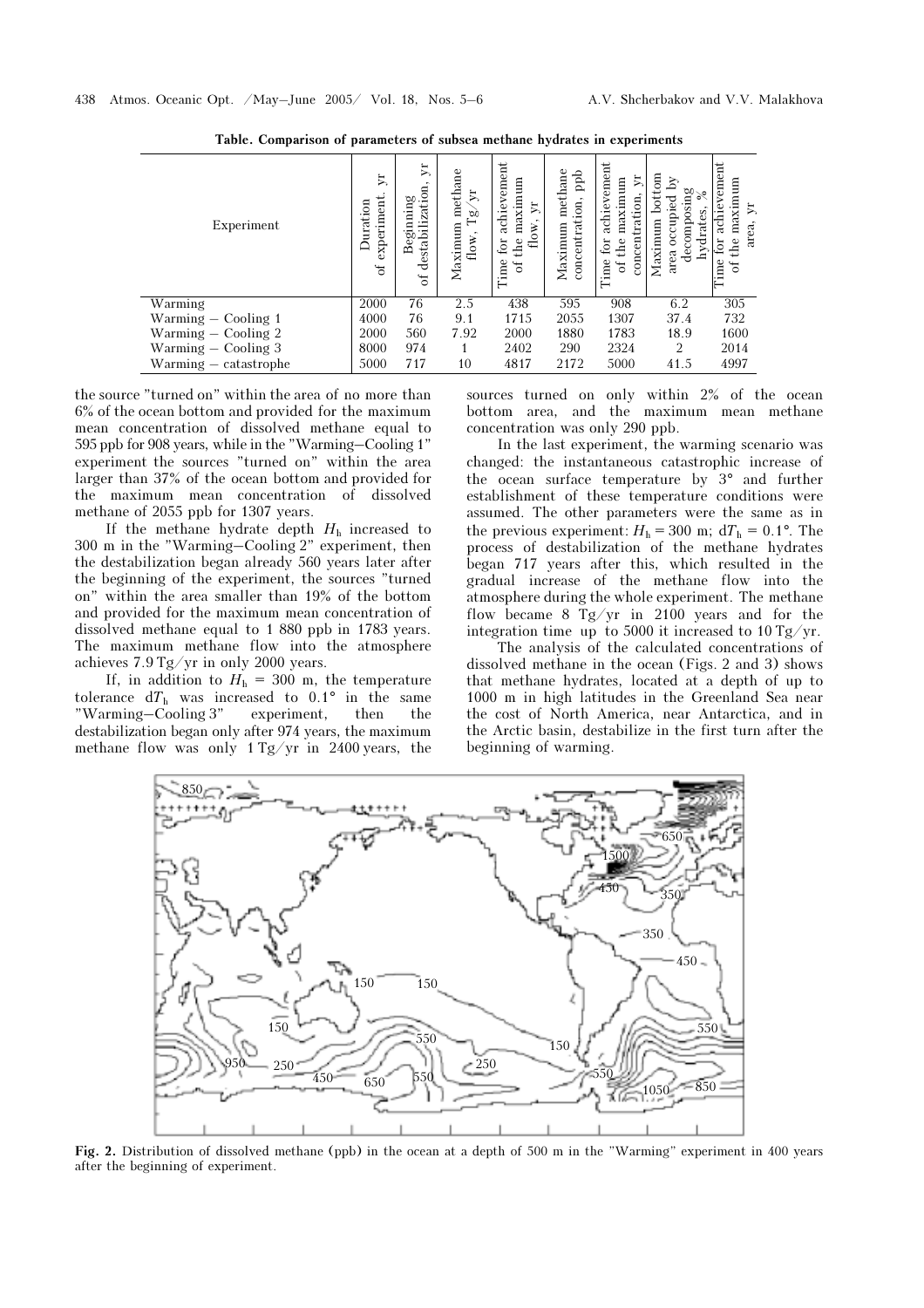**Table. Comparison of parameters of subsea methane hydrates in experiments**

| Experiment | Duration of experiment, yr | Beginning of destabilization, yr | Maximum methane flow, Tg/yr | Time for achievement of the maximum flow, yr | Maximum methane concentration, ppb | Time for achievement of the maximum concentration, yr | Maximum bottom area occupied by decomposing hydrates, % | Time for achievement of the maximum area, yr |
|---|---|---|---|---|---|---|---|---|
| Warming | 2000 | 76 | 2.5 | 438 | 595 | 908 | 6.2 | 305 |
| Warming – Cooling 1 | 4000 | 76 | 9.1 | 1715 | 2055 | 1307 | 37.4 | 732 |
| Warming – Cooling 2 | 2000 | 560 | 7.92 | 2000 | 1880 | 1783 | 18.9 | 1600 |
| Warming – Cooling 3 | 8000 | 974 | 1 | 2402 | 290 | 2324 | 2 | 2014 |
| Warming – catastrophe | 5000 | 717 | 10 | 4817 | 2172 | 5000 | 41.5 | 4997 |

the source "turned on" within the area of no more than 6% of the ocean bottom and provided for the maximum mean concentration of dissolved methane equal to 595 ppb for 908 years, while in the "Warming–Cooling 1" experiment the sources "turned on" within the area larger than 37% of the ocean bottom and provided for the maximum mean concentration of dissolved methane of 2055 ppb for 1307 years.

If the methane hydrate depth $H_h$ increased to 300 m in the "Warming–Cooling 2" experiment, then the destabilization began already 560 years later after the beginning of the experiment, the sources "turned on" within the area smaller than 19% of the bottom and provided for the maximum mean concentration of dissolved methane equal to 1 880 ppb in 1783 years. The maximum methane flow into the atmosphere achieves 7.9 Tg/yr in only 2000 years.

If, in addition to $H_h$ = 300 m, the temperature tolerance $dT_h$ was increased to 0.1° in the same "Warming–Cooling 3" experiment, then the destabilization began only after 974 years, the maximum methane flow was only 1 Tg/yr in 2400 years, the sources turned on only within 2% of the ocean bottom area, and the maximum mean methane concentration was only 290 ppb.

In the last experiment, the warming scenario was changed: the instantaneous catastrophic increase of the ocean surface temperature by 3° and further establishment of these temperature conditions were assumed. The other parameters were the same as in the previous experiment: $H_h$ = 300 m; $dT_h$ = 0.1°. The process of destabilization of the methane hydrates began 717 years after this, which resulted in the gradual increase of the methane flow into the atmosphere during the whole experiment. The methane flow became 8 Tg/yr in 2100 years and for the integration time up to 5000 it increased to 10 Tg/yr.

The analysis of the calculated concentrations of dissolved methane in the ocean (Figs. 2 and 3) shows that methane hydrates, located at a depth of up to 1000 m in high latitudes in the Greenland Sea near the cost of North America, near Antarctica, and in the Arctic basin, destabilize in the first turn after the beginning of warming.

**Fig. 2.** Distribution of dissolved methane (ppb) in the ocean at a depth of 500 m in the "Warming" experiment in 400 years after the beginning of experiment.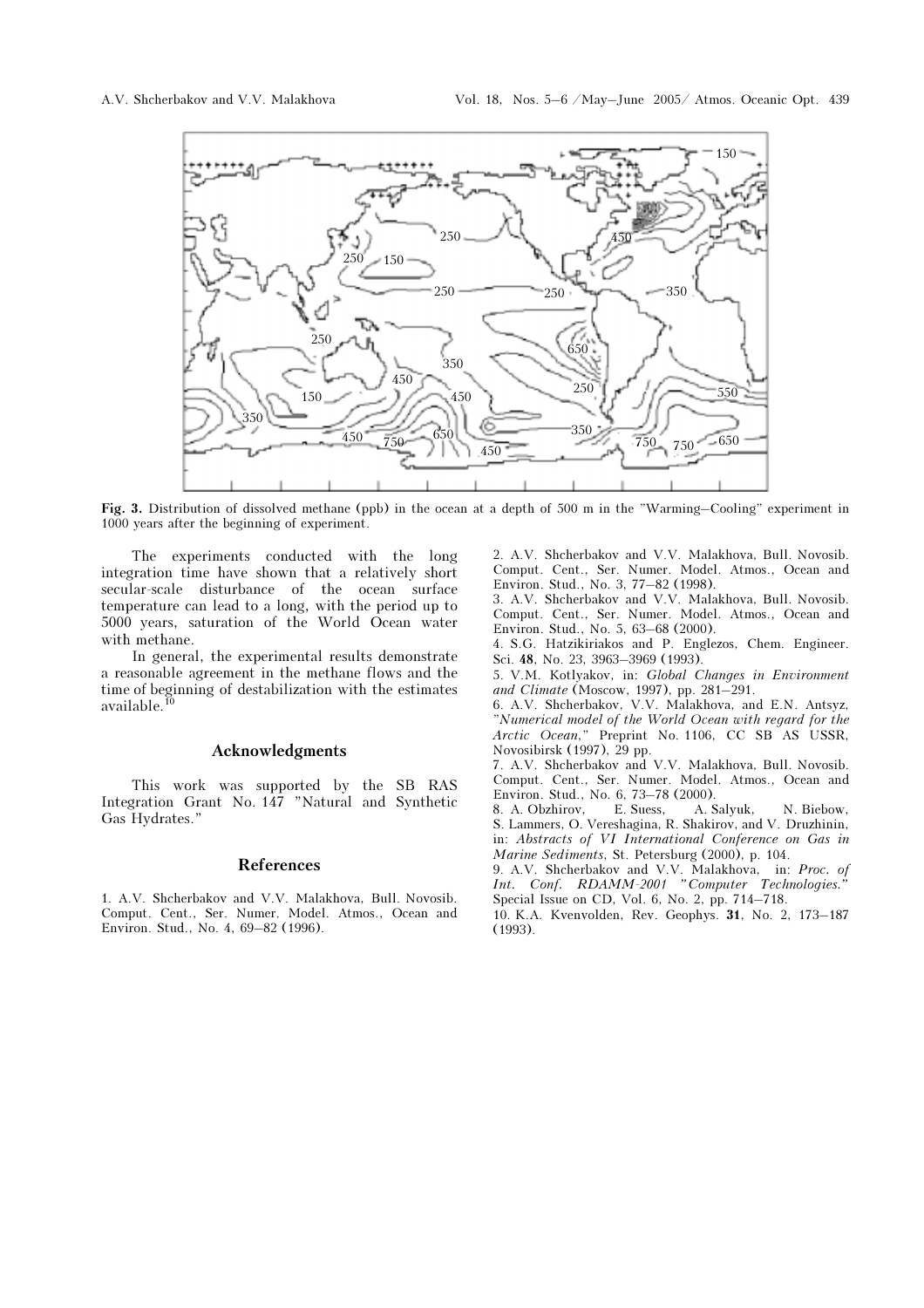150

250

450

250

150

250

250

350

250

650

350

450

150

450

250

550

350

450

750

650

450

350

750

750

650

**Fig. 3.** Distribution of dissolved methane (ppb) in the ocean at a depth of 500 m in the "Warming–Cooling" experiment in 1000 years after the beginning of experiment.

The experiments conducted with the long integration time have shown that a relatively short secular-scale disturbance of the ocean surface temperature can lead to a long, with the period up to 5000 years, saturation of the World Ocean water with methane.

In general, the experimental results demonstrate a reasonable agreement in the methane flows and the time of beginning of destabilization with the estimates available.[10]

## Acknowledgments

This work was supported by the SB RAS Integration Grant No. 147 "Natural and Synthetic Gas Hydrates."

## References

1. A.V. Shcherbakov and V.V. Malakhova, Bull. Novosib. Comput. Cent., Ser. Numer. Model. Atmos., Ocean and Environ. Stud., No. 4, 69–82 (1996).
2. A.V. Shcherbakov and V.V. Malakhova, Bull. Novosib. Comput. Cent., Ser. Numer. Model. Atmos., Ocean and Environ. Stud., No. 3, 77–82 (1998).
3. A.V. Shcherbakov and V.V. Malakhova, Bull. Novosib. Comput. Cent., Ser. Numer. Model. Atmos., Ocean and Environ. Stud., No. 5, 63–68 (2000).
4. S.G. Hatzikiriakos and P. Englezos, Chem. Engineer. Sci. **48**, No. 23, 3963–3969 (1993).
5. V.M. Kotlyakov, in: *Global Changes in Environment and Climate* (Moscow, 1997), pp. 281–291.
6. A.V. Shcherbakov, V.V. Malakhova, and E.N. Antsyz, "*Numerical model of the World Ocean with regard for the Arctic Ocean*," Preprint No. 1106, CC SB AS USSR, Novosibirsk (1997), 29 pp.
7. A.V. Shcherbakov and V.V. Malakhova, Bull. Novosib. Comput. Cent., Ser. Numer. Model. Atmos., Ocean and Environ. Stud., No. 6, 73–78 (2000).
8. A. Obzhirov, E. Suess, A. Salyuk, N. Biebow, S. Lammers, O. Vereshagina, R. Shakirov, and V. Druzhinin, in: *Abstracts of VI International Conference on Gas in Marine Sediments*, St. Petersburg (2000), p. 104.
9. A.V. Shcherbakov and V.V. Malakhova, in: *Proc. of Int. Conf. RDAMM-2001 "Computer Technologies."* Special Issue on CD, Vol. 6, No. 2, pp. 714–718.
10. K.A. Kvenvolden, Rev. Geophys. **31**, No. 2, 173–187 (1993).